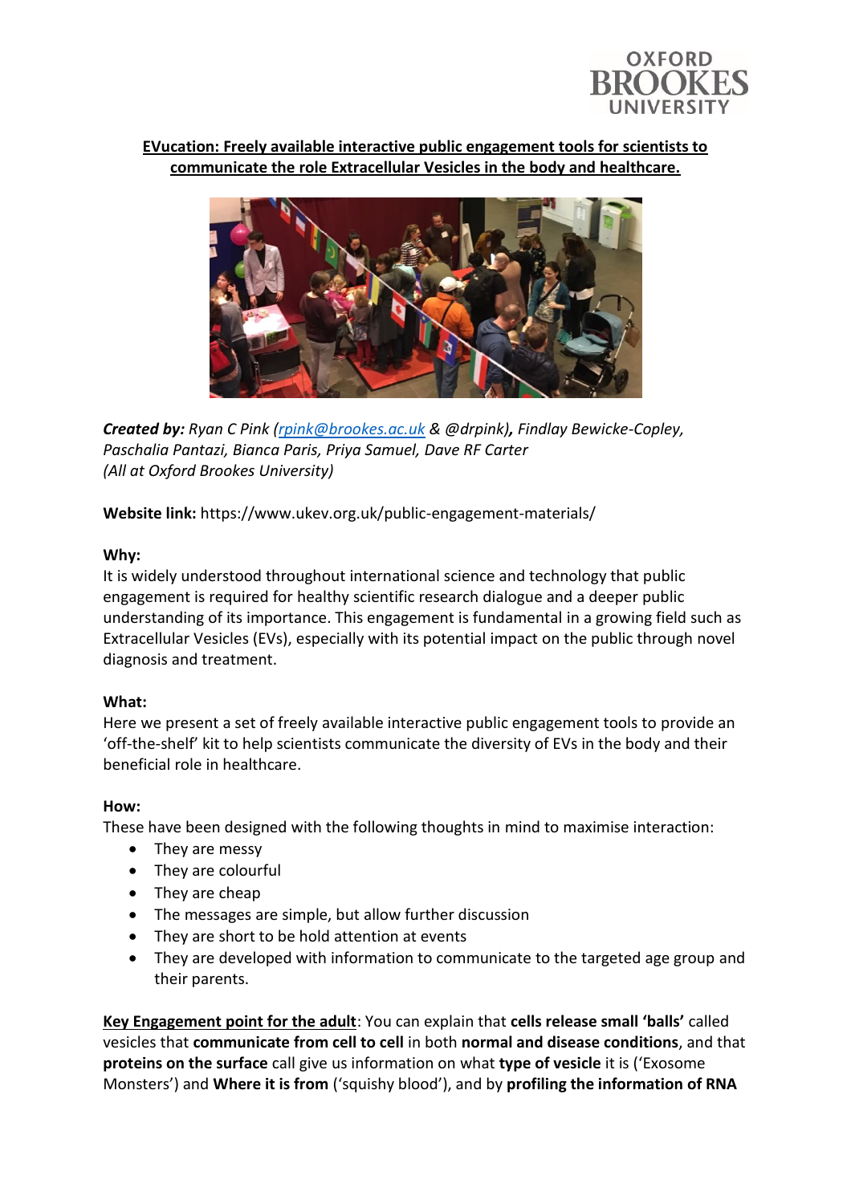**EVucation: Freely available interactive public engagement tools for scientists to communicate the role Extracellular Vesicles in the body and healthcare.**

***Created by:*** *Ryan C Pink (rpink@brookes.ac.uk & @drpink)**,** Findlay Bewicke-Copley, Paschalia Pantazi, Bianca Paris, Priya Samuel, Dave RF Carter (All at Oxford Brookes University)*

**Website link:** https://www.ukev.org.uk/public-engagement-materials/

**Why:**

It is widely understood throughout international science and technology that public engagement is required for healthy scientific research dialogue and a deeper public understanding of its importance. This engagement is fundamental in a growing field such as Extracellular Vesicles (EVs), especially with its potential impact on the public through novel diagnosis and treatment.

**What:**

Here we present a set of freely available interactive public engagement tools to provide an 'off-the-shelf' kit to help scientists communicate the diversity of EVs in the body and their beneficial role in healthcare.

**How:**

These have been designed with the following thoughts in mind to maximise interaction:

- They are messy
- They are colourful
- They are cheap
- The messages are simple, but allow further discussion
- They are short to be hold attention at events
- They are developed with information to communicate to the targeted age group and their parents.

**Key Engagement point for the adult**: You can explain that **cells release small 'balls'** called vesicles that **communicate from cell to cell** in both **normal and disease conditions**, and that **proteins on the surface** call give us information on what **type of vesicle** it is ('Exosome Monsters') and **Where it is from** ('squishy blood'), and by **profiling the information of RNA**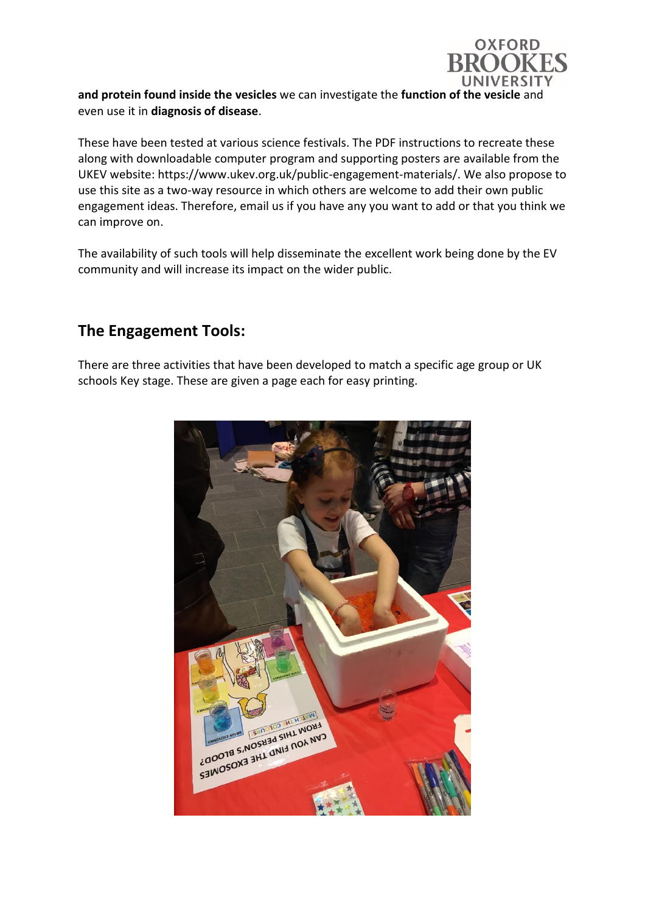**and protein found inside the vesicles** we can investigate the **function of the vesicle** and even use it in **diagnosis of disease**.

These have been tested at various science festivals. The PDF instructions to recreate these along with downloadable computer program and supporting posters are available from the UKEV website: https://www.ukev.org.uk/public-engagement-materials/. We also propose to use this site as a two-way resource in which others are welcome to add their own public engagement ideas. Therefore, email us if you have any you want to add or that you think we can improve on.

The availability of such tools will help disseminate the excellent work being done by the EV community and will increase its impact on the wider public.

## The Engagement Tools:

There are three activities that have been developed to match a specific age group or UK schools Key stage. These are given a page each for easy printing.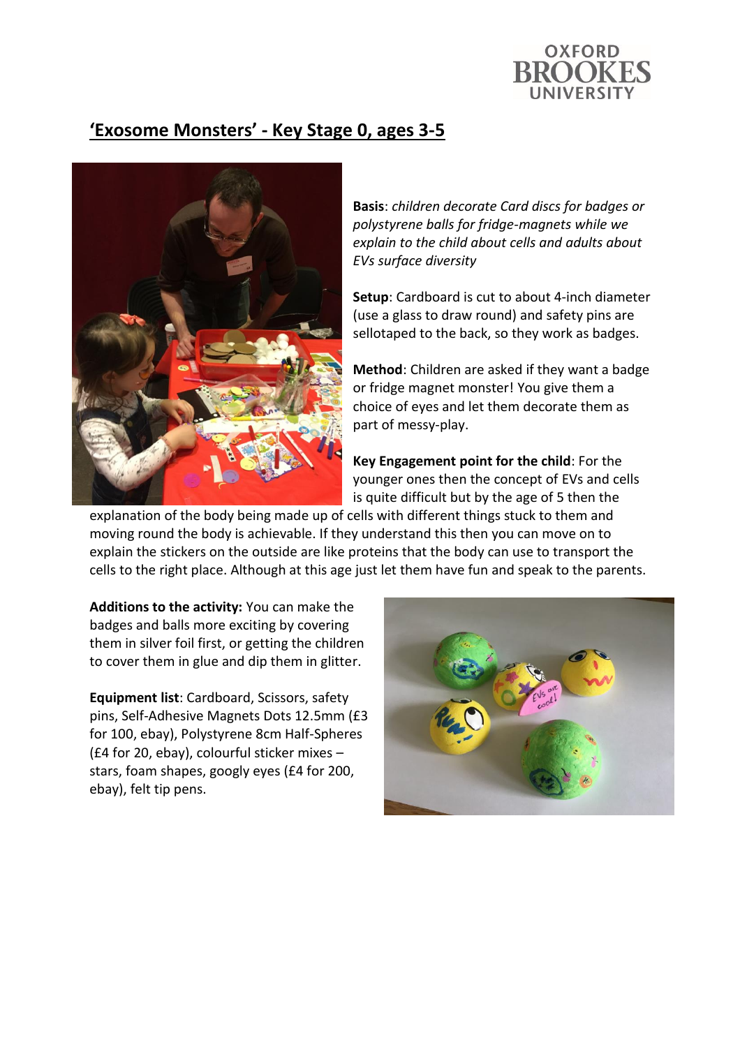## **'Exosome Monsters' - Key Stage 0, ages 3-5**

**Basis**: *children decorate Card discs for badges or polystyrene balls for fridge-magnets while we explain to the child about cells and adults about EVs surface diversity*

**Setup**: Cardboard is cut to about 4-inch diameter (use a glass to draw round) and safety pins are sellotaped to the back, so they work as badges.

**Method**: Children are asked if they want a badge or fridge magnet monster! You give them a choice of eyes and let them decorate them as part of messy-play.

**Key Engagement point for the child**: For the younger ones then the concept of EVs and cells is quite difficult but by the age of 5 then the explanation of the body being made up of cells with different things stuck to them and moving round the body is achievable. If they understand this then you can move on to explain the stickers on the outside are like proteins that the body can use to transport the cells to the right place. Although at this age just let them have fun and speak to the parents.

**Additions to the activity:** You can make the badges and balls more exciting by covering them in silver foil first, or getting the children to cover them in glue and dip them in glitter.

**Equipment list**: Cardboard, Scissors, safety pins, Self-Adhesive Magnets Dots 12.5mm (£3 for 100, ebay), Polystyrene 8cm Half-Spheres (£4 for 20, ebay), colourful sticker mixes – stars, foam shapes, googly eyes (£4 for 200, ebay), felt tip pens.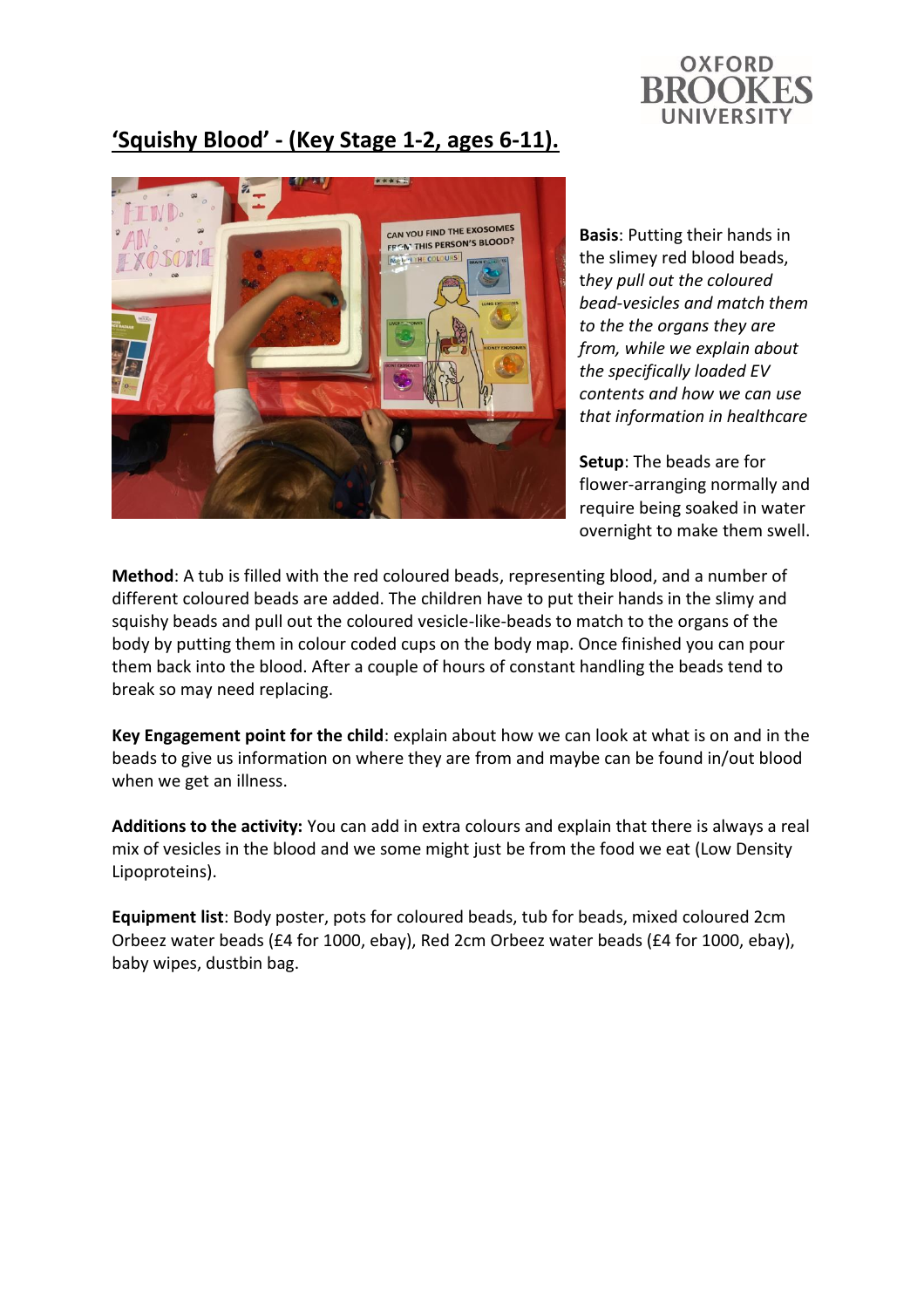## 'Squishy Blood' - (Key Stage 1-2, ages 6-11).

**Basis**: Putting their hands in the slimey red blood beads, *they pull out the coloured bead-vesicles and match them to the the organs they are from, while we explain about the specifically loaded EV contents and how we can use that information in healthcare*

**Setup**: The beads are for flower-arranging normally and require being soaked in water overnight to make them swell.

**Method**: A tub is filled with the red coloured beads, representing blood, and a number of different coloured beads are added. The children have to put their hands in the slimy and squishy beads and pull out the coloured vesicle-like-beads to match to the organs of the body by putting them in colour coded cups on the body map. Once finished you can pour them back into the blood. After a couple of hours of constant handling the beads tend to break so may need replacing.

**Key Engagement point for the child**: explain about how we can look at what is on and in the beads to give us information on where they are from and maybe can be found in/out blood when we get an illness.

**Additions to the activity:** You can add in extra colours and explain that there is always a real mix of vesicles in the blood and we some might just be from the food we eat (Low Density Lipoproteins).

**Equipment list**: Body poster, pots for coloured beads, tub for beads, mixed coloured 2cm Orbeez water beads (£4 for 1000, ebay), Red 2cm Orbeez water beads (£4 for 1000, ebay), baby wipes, dustbin bag.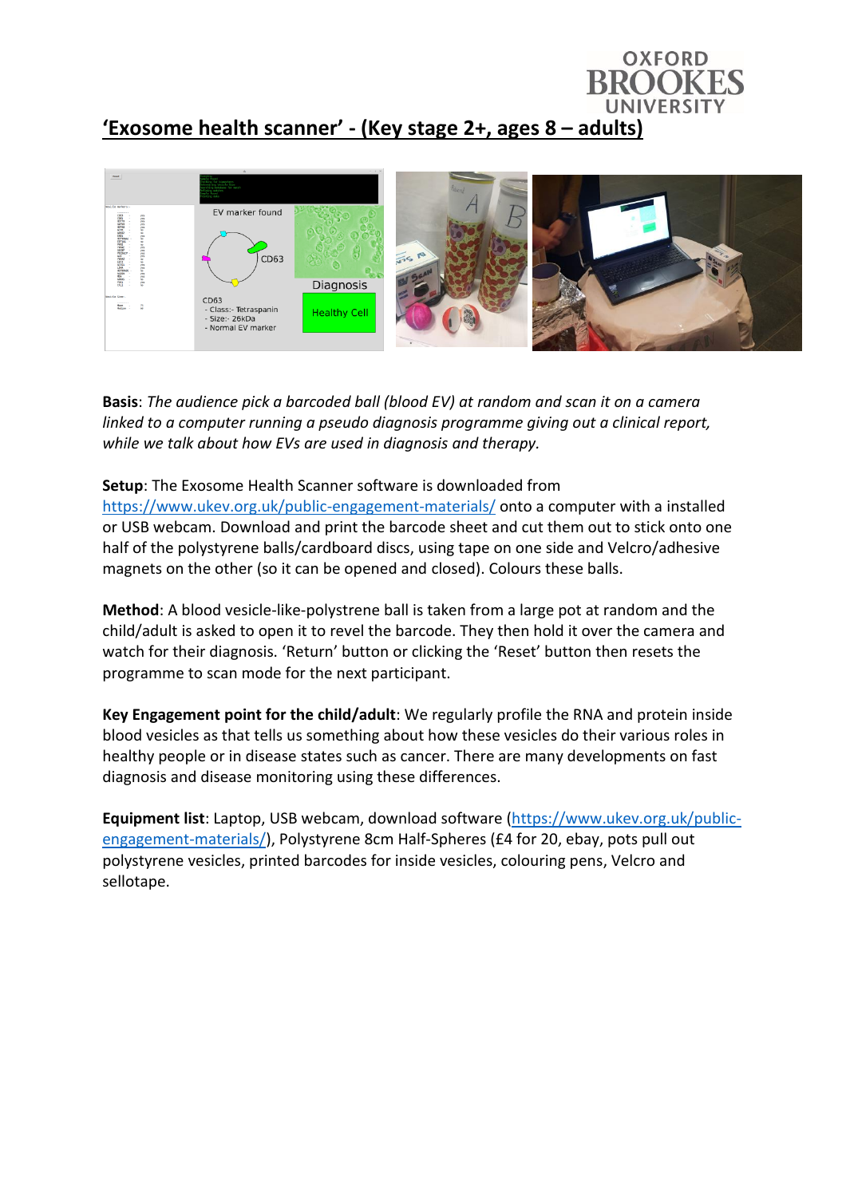# 'Exosome health scanner' - (Key stage 2+, ages 8 – adults)

**Basis**: *The audience pick a barcoded ball (blood EV) at random and scan it on a camera linked to a computer running a pseudo diagnosis programme giving out a clinical report, while we talk about how EVs are used in diagnosis and therapy.*

**Setup**: The Exosome Health Scanner software is downloaded from https://www.ukev.org.uk/public-engagement-materials/ onto a computer with a installed or USB webcam. Download and print the barcode sheet and cut them out to stick onto one half of the polystyrene balls/cardboard discs, using tape on one side and Velcro/adhesive magnets on the other (so it can be opened and closed). Colours these balls.

**Method**: A blood vesicle-like-polystrene ball is taken from a large pot at random and the child/adult is asked to open it to revel the barcode. They then hold it over the camera and watch for their diagnosis. 'Return' button or clicking the 'Reset' button then resets the programme to scan mode for the next participant.

**Key Engagement point for the child/adult**: We regularly profile the RNA and protein inside blood vesicles as that tells us something about how these vesicles do their various roles in healthy people or in disease states such as cancer. There are many developments on fast diagnosis and disease monitoring using these differences.

**Equipment list**: Laptop, USB webcam, download software (https://www.ukev.org.uk/public-engagement-materials/), Polystyrene 8cm Half-Spheres (£4 for 20, ebay, pots pull out polystyrene vesicles, printed barcodes for inside vesicles, colouring pens, Velcro and sellotape.